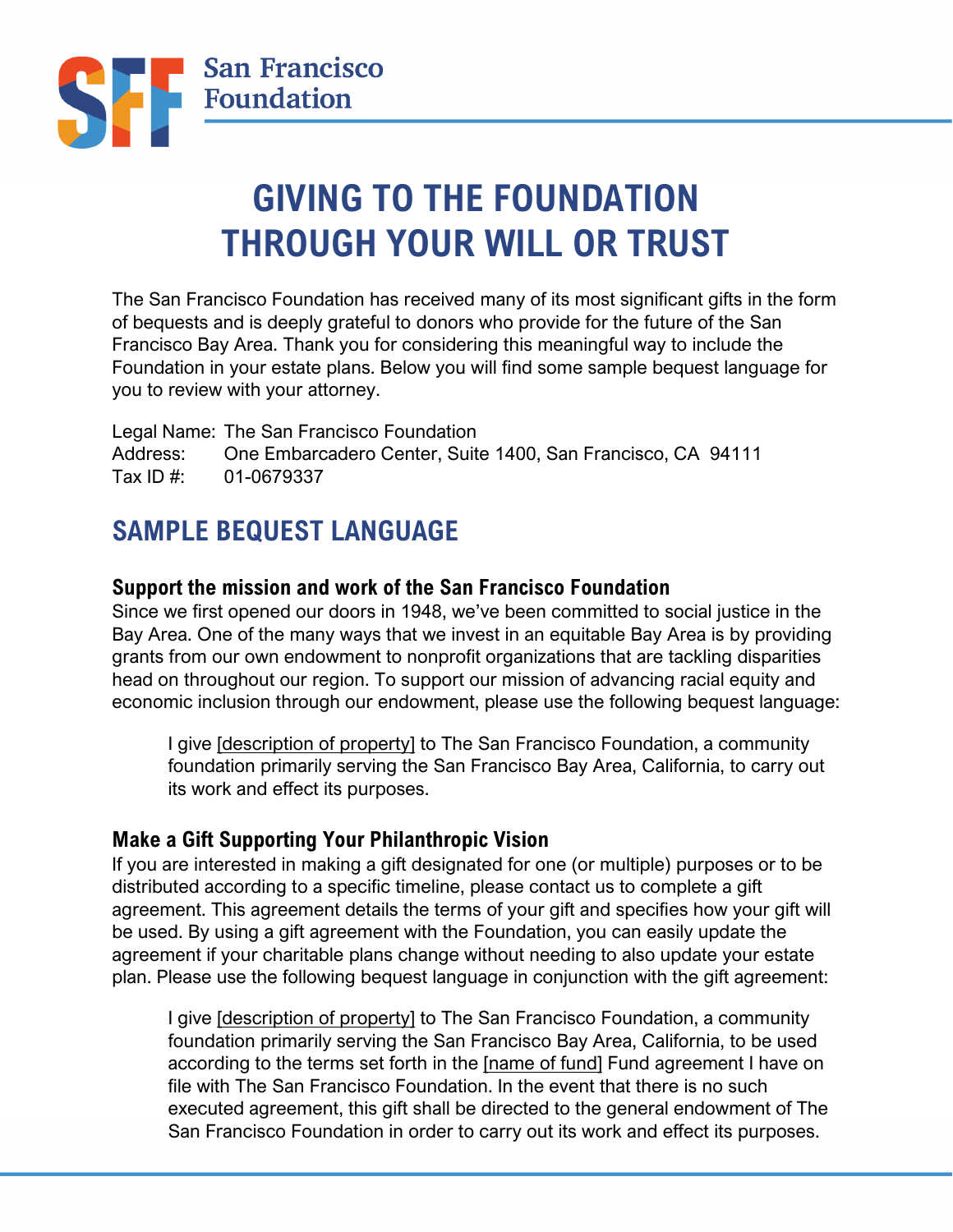San Francisco Foundation

# GIVING TO THE FOUNDATION THROUGH YOUR WILL OR TRUST

The San Francisco Foundation has received many of its most significant gifts in the form of bequests and is deeply grateful to donors who provide for the future of the San Francisco Bay Area. Thank you for considering this meaningful way to include the Foundation in your estate plans. Below you will find some sample bequest language for you to review with your attorney.

Legal Name: The San Francisco Foundation
Address: One Embarcadero Center, Suite 1400, San Francisco, CA 94111
Tax ID #: 01-0679337

## SAMPLE BEQUEST LANGUAGE

### Support the mission and work of the San Francisco Foundation

Since we first opened our doors in 1948, we've been committed to social justice in the Bay Area. One of the many ways that we invest in an equitable Bay Area is by providing grants from our own endowment to nonprofit organizations that are tackling disparities head on throughout our region. To support our mission of advancing racial equity and economic inclusion through our endowment, please use the following bequest language:

> I give [description of property] to The San Francisco Foundation, a community foundation primarily serving the San Francisco Bay Area, California, to carry out its work and effect its purposes.

### Make a Gift Supporting Your Philanthropic Vision

If you are interested in making a gift designated for one (or multiple) purposes or to be distributed according to a specific timeline, please contact us to complete a gift agreement. This agreement details the terms of your gift and specifies how your gift will be used. By using a gift agreement with the Foundation, you can easily update the agreement if your charitable plans change without needing to also update your estate plan. Please use the following bequest language in conjunction with the gift agreement:

> I give [description of property] to The San Francisco Foundation, a community foundation primarily serving the San Francisco Bay Area, California, to be used according to the terms set forth in the [name of fund] Fund agreement I have on file with The San Francisco Foundation. In the event that there is no such executed agreement, this gift shall be directed to the general endowment of The San Francisco Foundation in order to carry out its work and effect its purposes.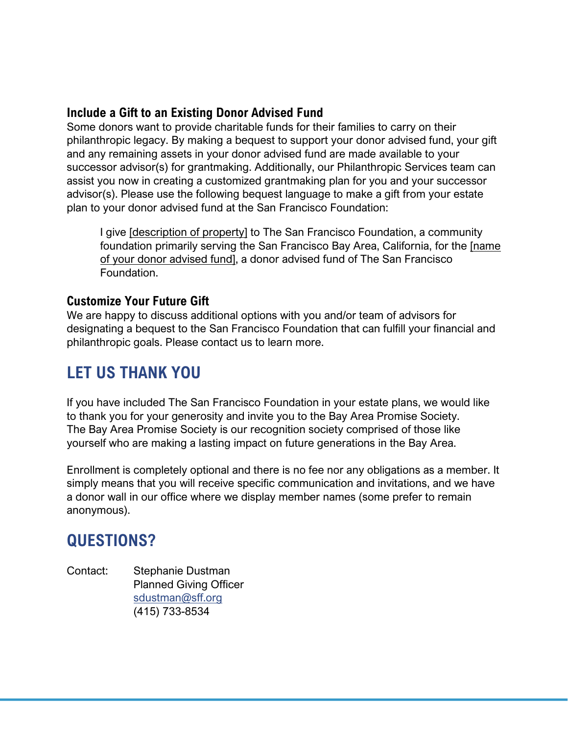### Include a Gift to an Existing Donor Advised Fund

Some donors want to provide charitable funds for their families to carry on their philanthropic legacy. By making a bequest to support your donor advised fund, your gift and any remaining assets in your donor advised fund are made available to your successor advisor(s) for grantmaking. Additionally, our Philanthropic Services team can assist you now in creating a customized grantmaking plan for you and your successor advisor(s). Please use the following bequest language to make a gift from your estate plan to your donor advised fund at the San Francisco Foundation:

> I give [description of property] to The San Francisco Foundation, a community foundation primarily serving the San Francisco Bay Area, California, for the [name of your donor advised fund], a donor advised fund of The San Francisco Foundation.

### Customize Your Future Gift

We are happy to discuss additional options with you and/or team of advisors for designating a bequest to the San Francisco Foundation that can fulfill your financial and philanthropic goals. Please contact us to learn more.

## LET US THANK YOU

If you have included The San Francisco Foundation in your estate plans, we would like to thank you for your generosity and invite you to the Bay Area Promise Society. The Bay Area Promise Society is our recognition society comprised of those like yourself who are making a lasting impact on future generations in the Bay Area.

Enrollment is completely optional and there is no fee nor any obligations as a member. It simply means that you will receive specific communication and invitations, and we have a donor wall in our office where we display member names (some prefer to remain anonymous).

## QUESTIONS?

Contact: Stephanie Dustman
Planned Giving Officer
sdustman@sff.org
(415) 733-8534